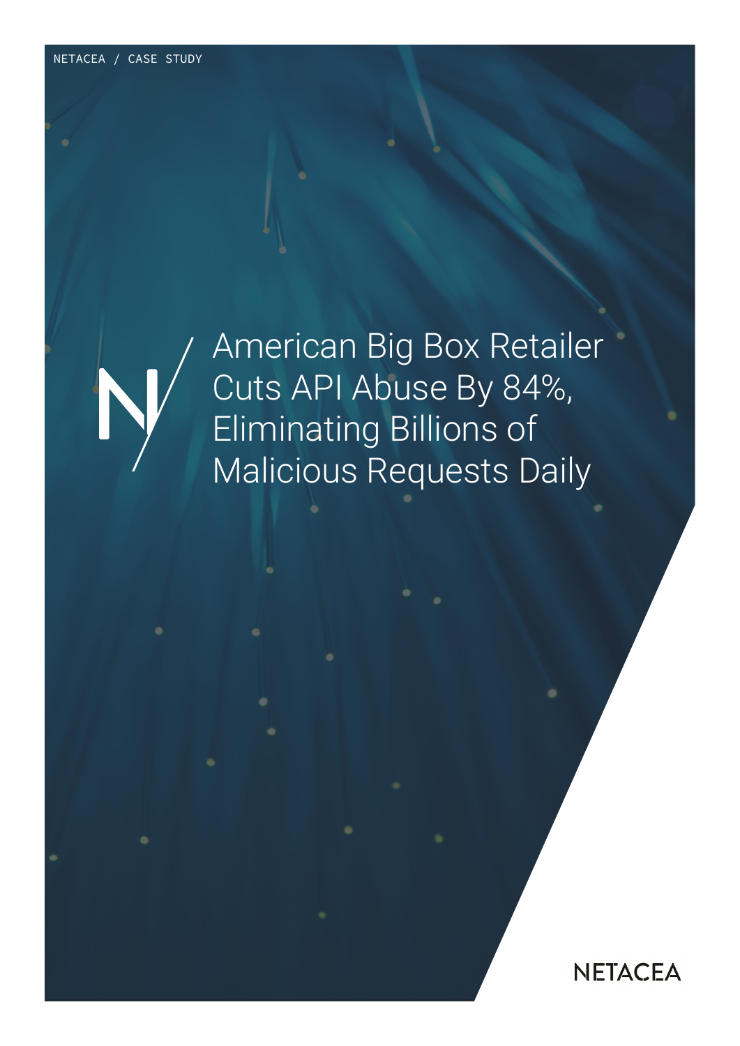NETACEA / CASE STUDY

# American Big Box Retailer Cuts API Abuse By 84%, Eliminating Billions of Malicious Requests Daily

NETACEA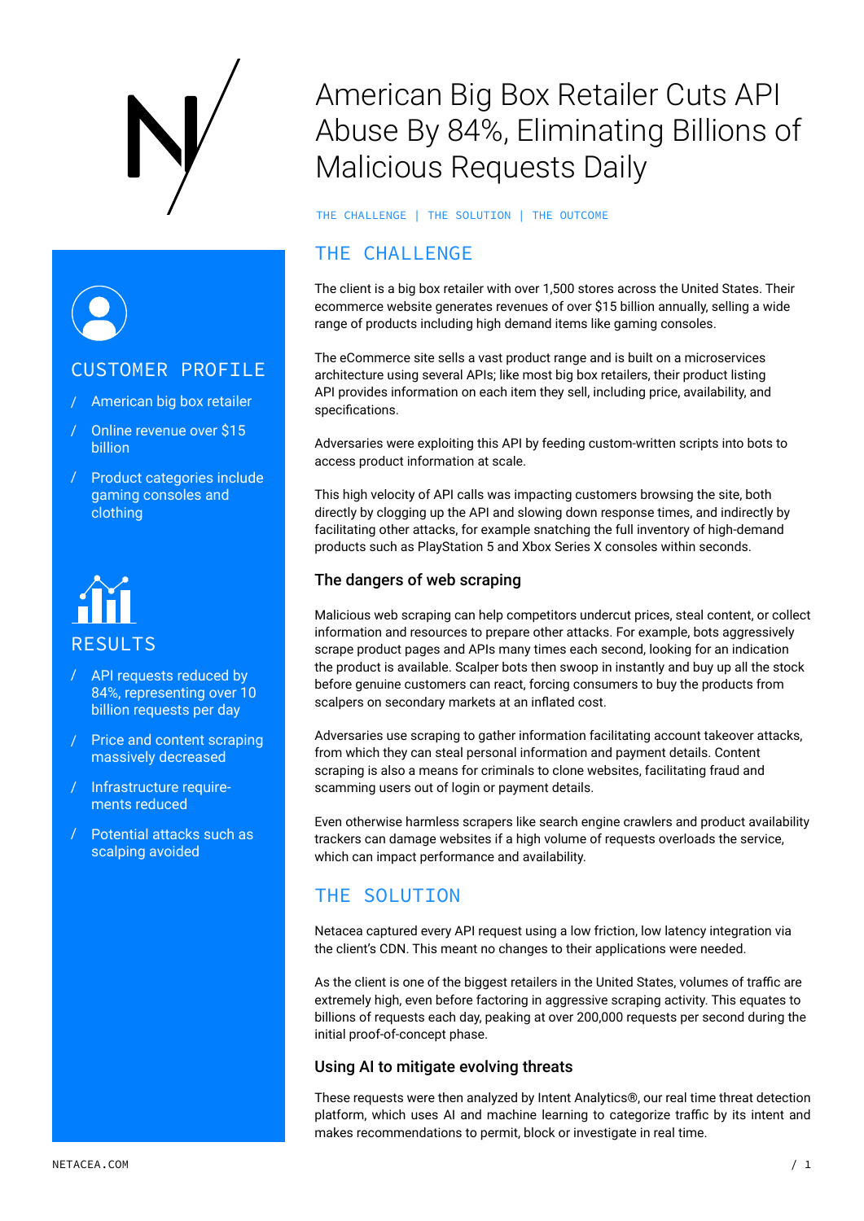# American Big Box Retailer Cuts API Abuse By 84%, Eliminating Billions of Malicious Requests Daily

THE CHALLENGE | THE SOLUTION | THE OUTCOME

## CUSTOMER PROFILE

- American big box retailer
- Online revenue over $15 billion
- Product categories include gaming consoles and clothing

## RESULTS

- API requests reduced by 84%, representing over 10 billion requests per day
- Price and content scraping massively decreased
- Infrastructure requirements reduced
- Potential attacks such as scalping avoided

## THE CHALLENGE

The client is a big box retailer with over 1,500 stores across the United States. Their ecommerce website generates revenues of over $15 billion annually, selling a wide range of products including high demand items like gaming consoles.

The eCommerce site sells a vast product range and is built on a microservices architecture using several APIs; like most big box retailers, their product listing API provides information on each item they sell, including price, availability, and specifications.

Adversaries were exploiting this API by feeding custom-written scripts into bots to access product information at scale.

This high velocity of API calls was impacting customers browsing the site, both directly by clogging up the API and slowing down response times, and indirectly by facilitating other attacks, for example snatching the full inventory of high-demand products such as PlayStation 5 and Xbox Series X consoles within seconds.

### The dangers of web scraping

Malicious web scraping can help competitors undercut prices, steal content, or collect information and resources to prepare other attacks. For example, bots aggressively scrape product pages and APIs many times each second, looking for an indication the product is available. Scalper bots then swoop in instantly and buy up all the stock before genuine customers can react, forcing consumers to buy the products from scalpers on secondary markets at an inflated cost.

Adversaries use scraping to gather information facilitating account takeover attacks, from which they can steal personal information and payment details. Content scraping is also a means for criminals to clone websites, facilitating fraud and scamming users out of login or payment details.

Even otherwise harmless scrapers like search engine crawlers and product availability trackers can damage websites if a high volume of requests overloads the service, which can impact performance and availability.

## THE SOLUTION

Netacea captured every API request using a low friction, low latency integration via the client's CDN. This meant no changes to their applications were needed.

As the client is one of the biggest retailers in the United States, volumes of traffic are extremely high, even before factoring in aggressive scraping activity. This equates to billions of requests each day, peaking at over 200,000 requests per second during the initial proof-of-concept phase.

### Using AI to mitigate evolving threats

These requests were then analyzed by Intent Analytics®, our real time threat detection platform, which uses AI and machine learning to categorize traffic by its intent and makes recommendations to permit, block or investigate in real time.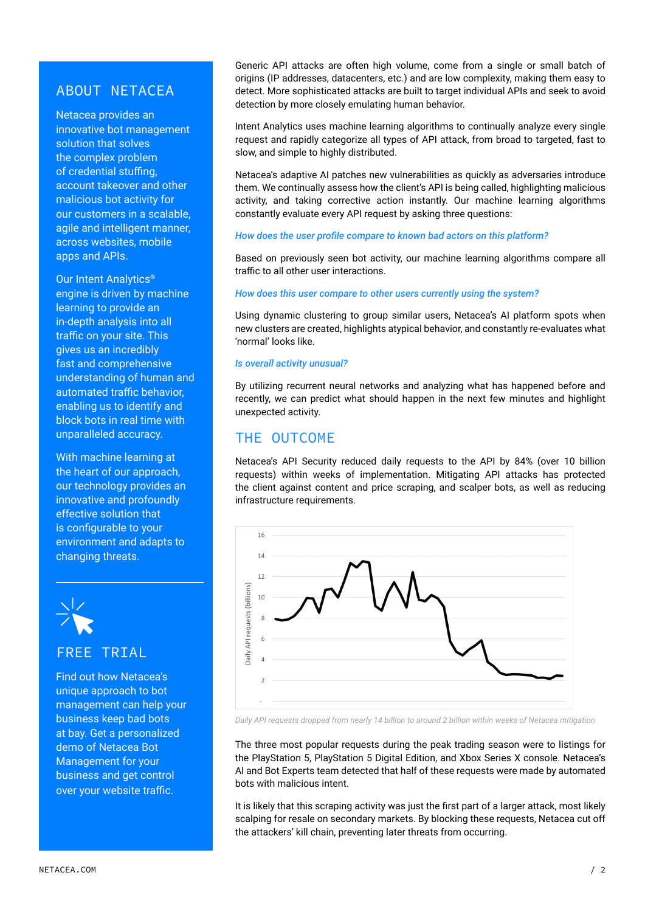## ABOUT NETACEA

Netacea provides an innovative bot management solution that solves the complex problem of credential stuffing, account takeover and other malicious bot activity for our customers in a scalable, agile and intelligent manner, across websites, mobile apps and APIs.

Our Intent Analytics® engine is driven by machine learning to provide an in-depth analysis into all traffic on your site. This gives us an incredibly fast and comprehensive understanding of human and automated traffic behavior, enabling us to identify and block bots in real time with unparalleled accuracy.

With machine learning at the heart of our approach, our technology provides an innovative and profoundly effective solution that is configurable to your environment and adapts to changing threats.

## FREE TRIAL

Find out how Netacea's unique approach to bot management can help your business keep bad bots at bay. Get a personalized demo of Netacea Bot Management for your business and get control over your website traffic.

Generic API attacks are often high volume, come from a single or small batch of origins (IP addresses, datacenters, etc.) and are low complexity, making them easy to detect. More sophisticated attacks are built to target individual APIs and seek to avoid detection by more closely emulating human behavior.

Intent Analytics uses machine learning algorithms to continually analyze every single request and rapidly categorize all types of API attack, from broad to targeted, fast to slow, and simple to highly distributed.

Netacea's adaptive AI patches new vulnerabilities as quickly as adversaries introduce them. We continually assess how the client's API is being called, highlighting malicious activity, and taking corrective action instantly. Our machine learning algorithms constantly evaluate every API request by asking three questions:

*How does the user profile compare to known bad actors on this platform?*

Based on previously seen bot activity, our machine learning algorithms compare all traffic to all other user interactions.

*How does this user compare to other users currently using the system?*

Using dynamic clustering to group similar users, Netacea's AI platform spots when new clusters are created, highlights atypical behavior, and constantly re-evaluates what 'normal' looks like.

*Is overall activity unusual?*

By utilizing recurrent neural networks and analyzing what has happened before and recently, we can predict what should happen in the next few minutes and highlight unexpected activity.

## THE OUTCOME

Netacea's API Security reduced daily requests to the API by 84% (over 10 billion requests) within weeks of implementation. Mitigating API attacks has protected the client against content and price scraping, and scalper bots, as well as reducing infrastructure requirements.

Daily API requests (billions)
16
14
12
10
8
6
4
2
-

*Daily API requests dropped from nearly 14 billion to around 2 billion within weeks of Netacea mitigation*

The three most popular requests during the peak trading season were to listings for the PlayStation 5, PlayStation 5 Digital Edition, and Xbox Series X console. Netacea's AI and Bot Experts team detected that half of these requests were made by automated bots with malicious intent.

It is likely that this scraping activity was just the first part of a larger attack, most likely scalping for resale on secondary markets. By blocking these requests, Netacea cut off the attackers' kill chain, preventing later threats from occurring.